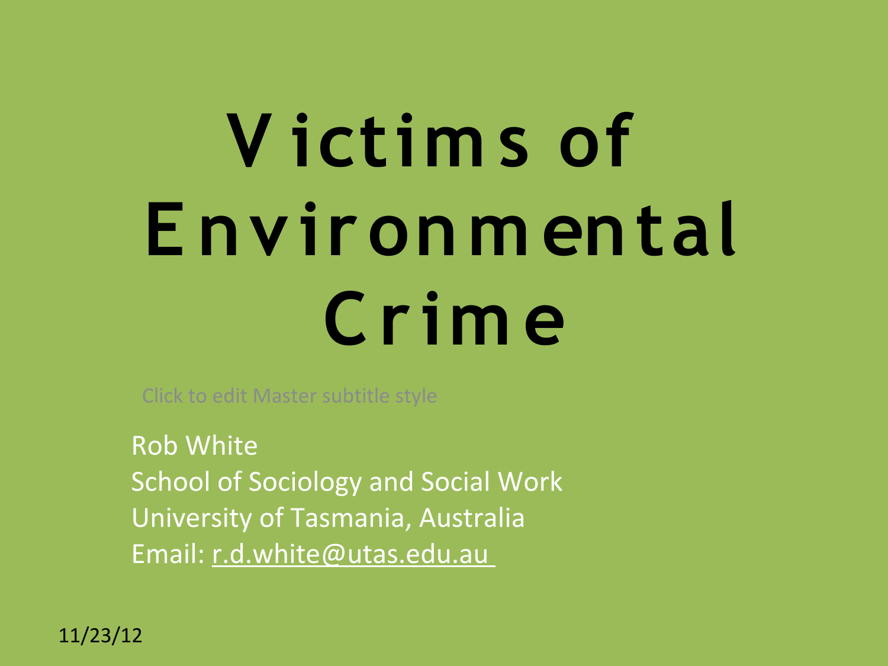# Victims of Environmental Crime

Click to edit Master subtitle style

Rob White
School of Sociology and Social Work
University of Tasmania, Australia
Email: r.d.white@utas.edu.au

11/23/12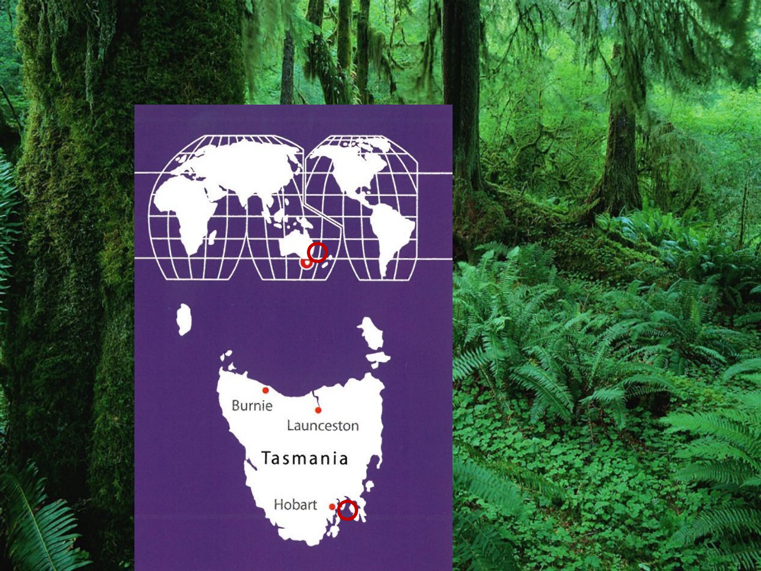Burnie

Launceston

Tasmania

Hobart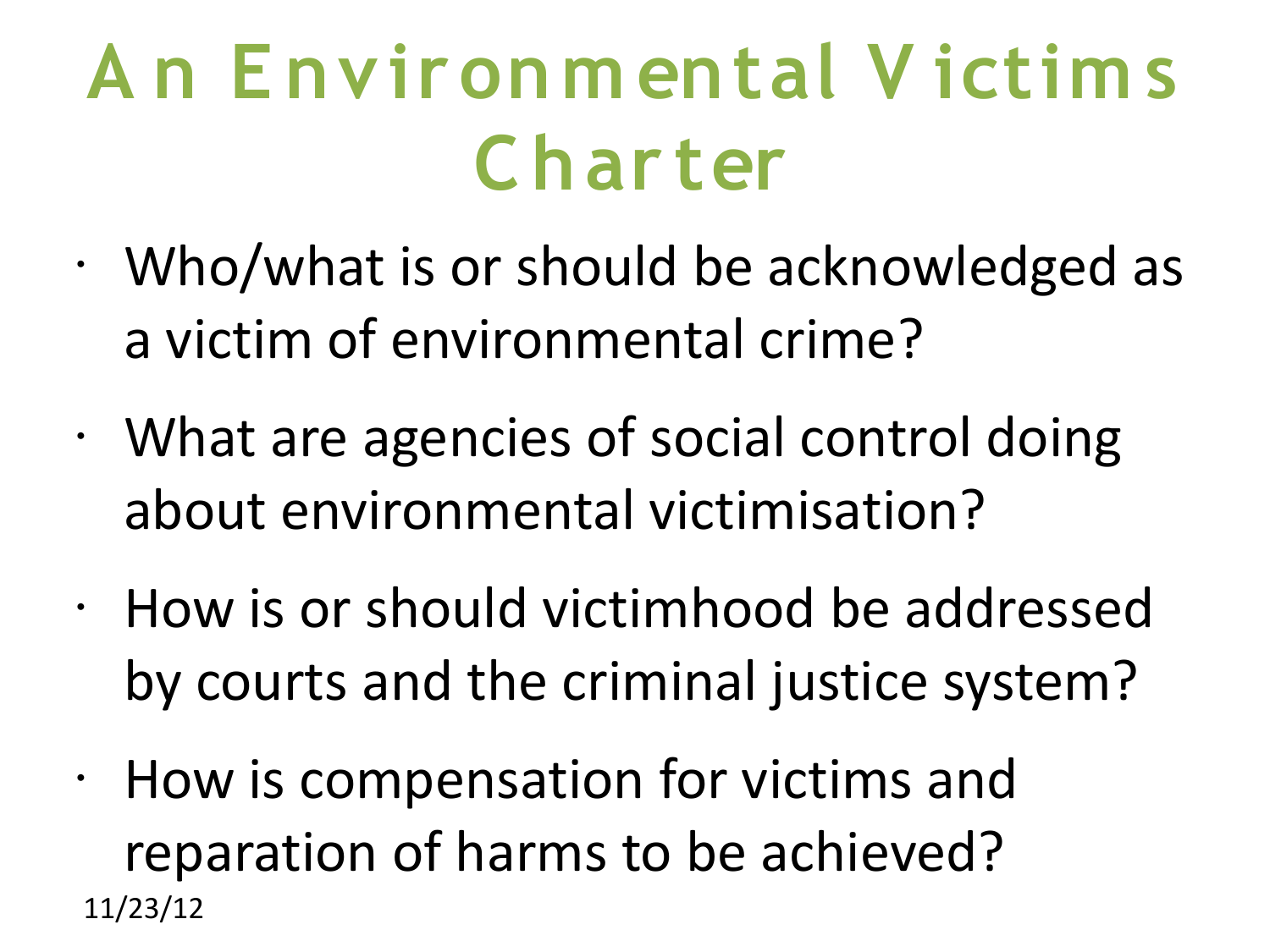# An Environmental Victims Charter

- Who/what is or should be acknowledged as a victim of environmental crime?
- What are agencies of social control doing about environmental victimisation?
- How is or should victimhood be addressed by courts and the criminal justice system?
- How is compensation for victims and reparation of harms to be achieved?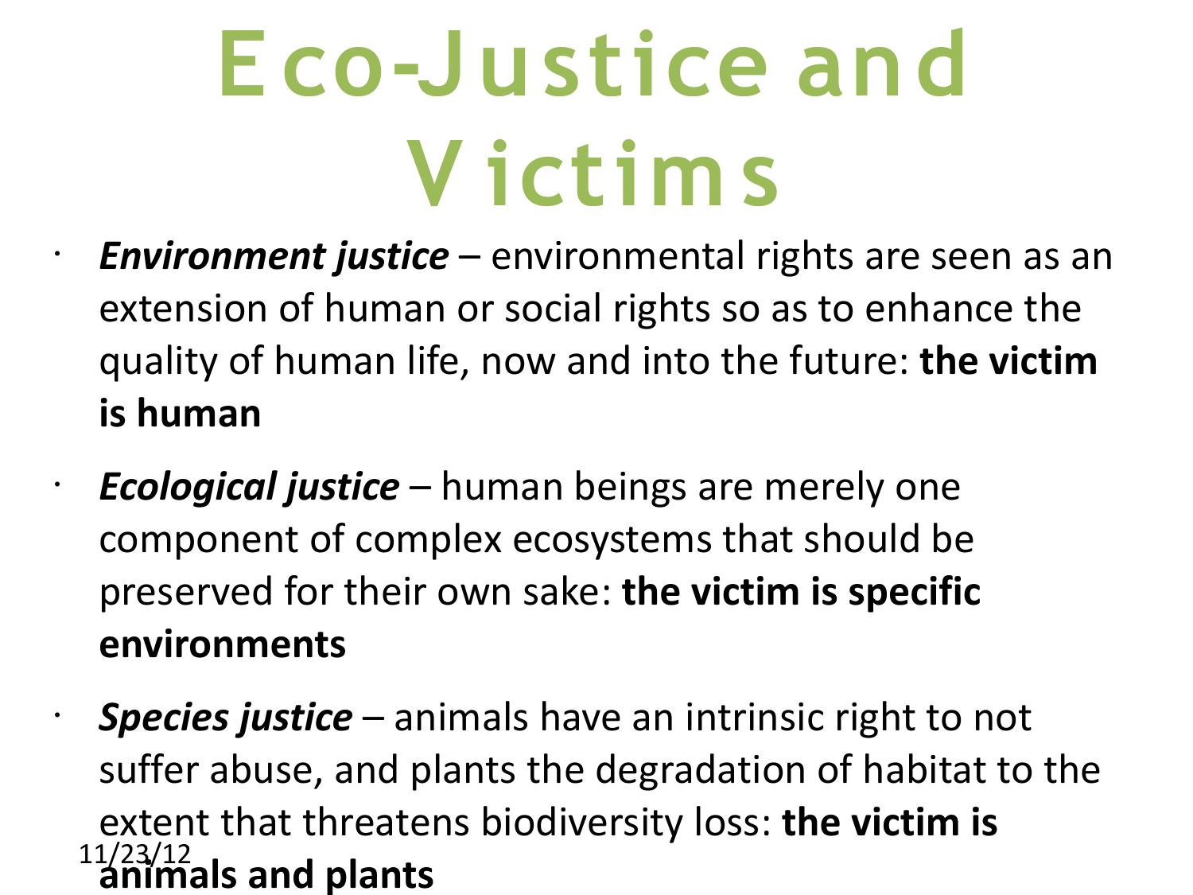# Eco-Justice and Victims

- ***Environment justice*** – environmental rights are seen as an extension of human or social rights so as to enhance the quality of human life, now and into the future: **the victim is human**
- ***Ecological justice*** – human beings are merely one component of complex ecosystems that should be preserved for their own sake: **the victim is specific environments**
- ***Species justice*** – animals have an intrinsic right to not suffer abuse, and plants the degradation of habitat to the extent that threatens biodiversity loss: **the victim is animals and plants**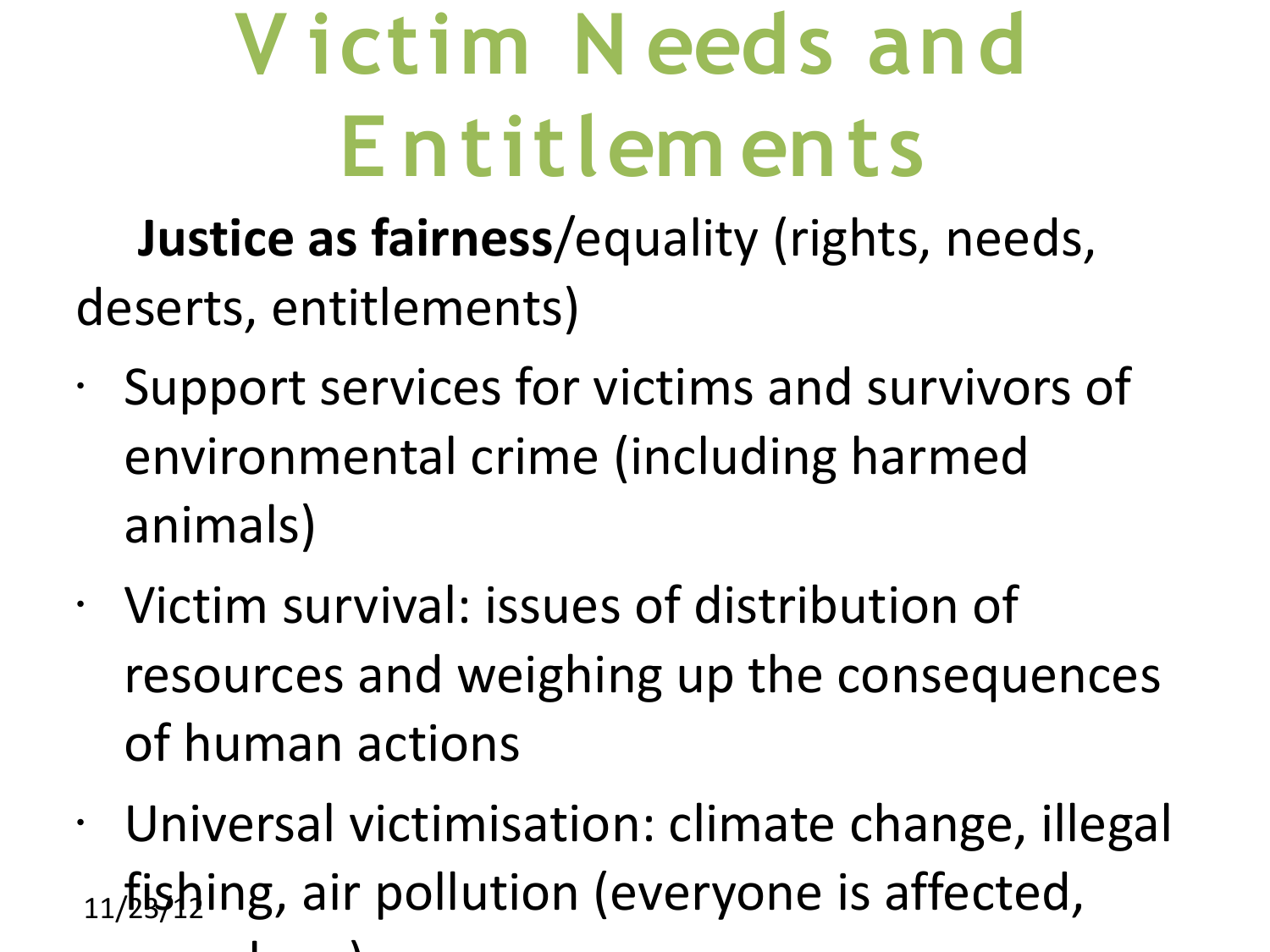# Victim Needs and Entitlements

**Justice as fairness**/equality (rights, needs, deserts, entitlements)

- Support services for victims and survivors of environmental crime (including harmed animals)
- Victim survival: issues of distribution of resources and weighing up the consequences of human actions
- Universal victimisation: climate change, illegal fishing, air pollution (everyone is affected,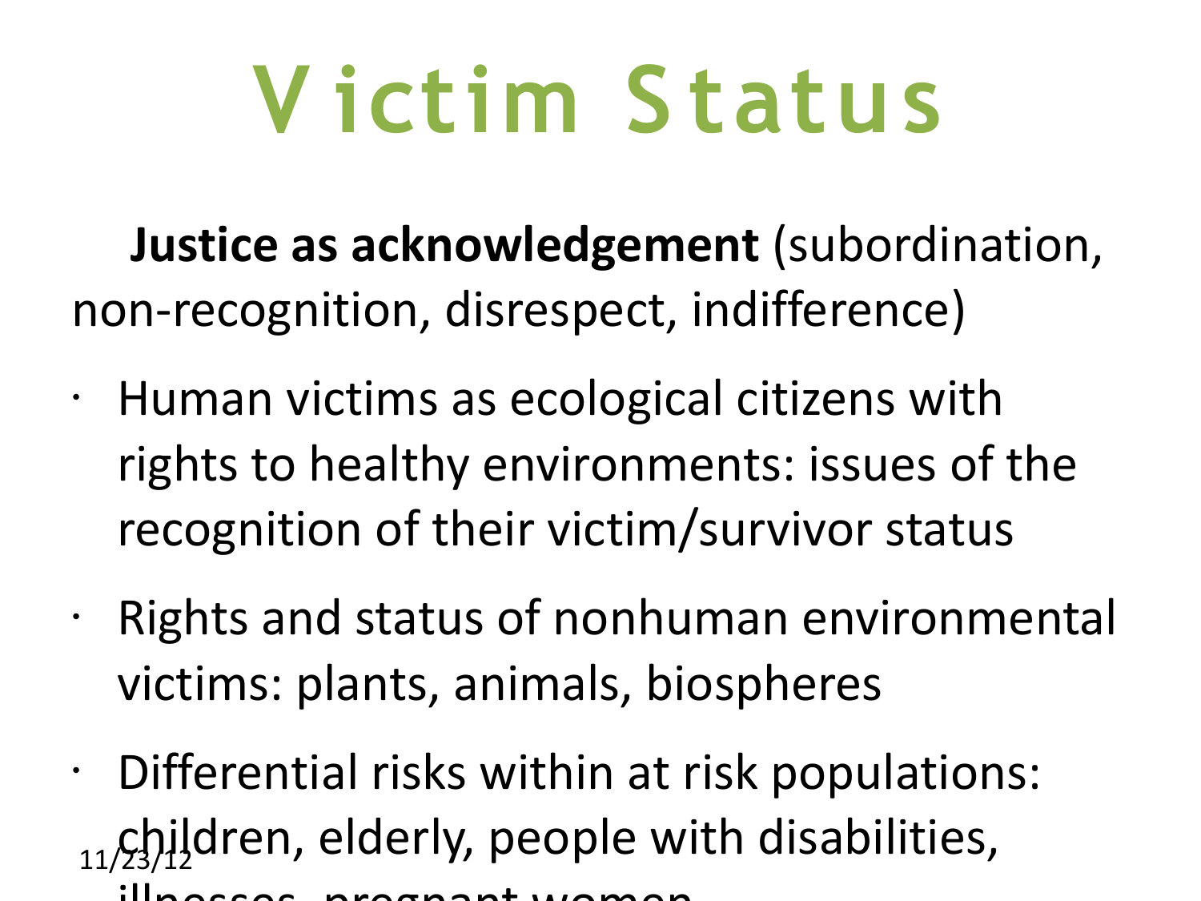# Victim Status

**Justice as acknowledgement** (subordination, non-recognition, disrespect, indifference)

- Human victims as ecological citizens with rights to healthy environments: issues of the recognition of their victim/survivor status
- Rights and status of nonhuman environmental victims: plants, animals, biospheres
- Differential risks within at risk populations: children, elderly, people with disabilities, illnesses, pregnant women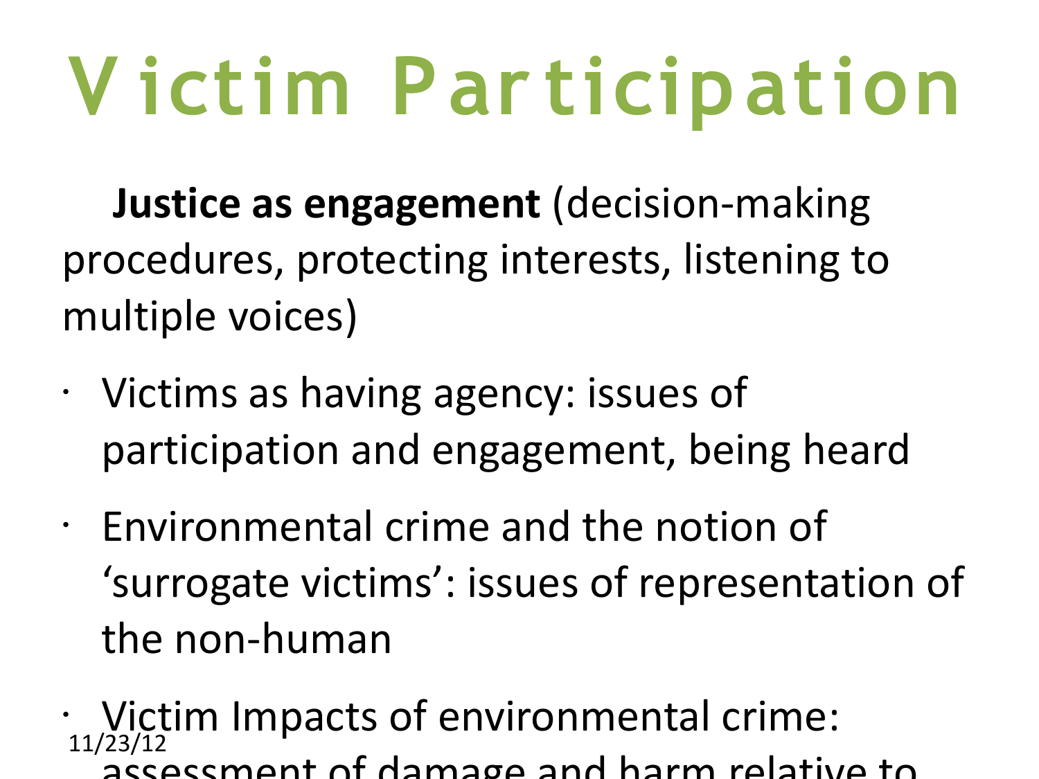# Victim Participation

**Justice as engagement** (decision-making procedures, protecting interests, listening to multiple voices)

- Victims as having agency: issues of participation and engagement, being heard
- Environmental crime and the notion of 'surrogate victims': issues of representation of the non-human
- Victim Impacts of environmental crime: assessment of damage and harm relative to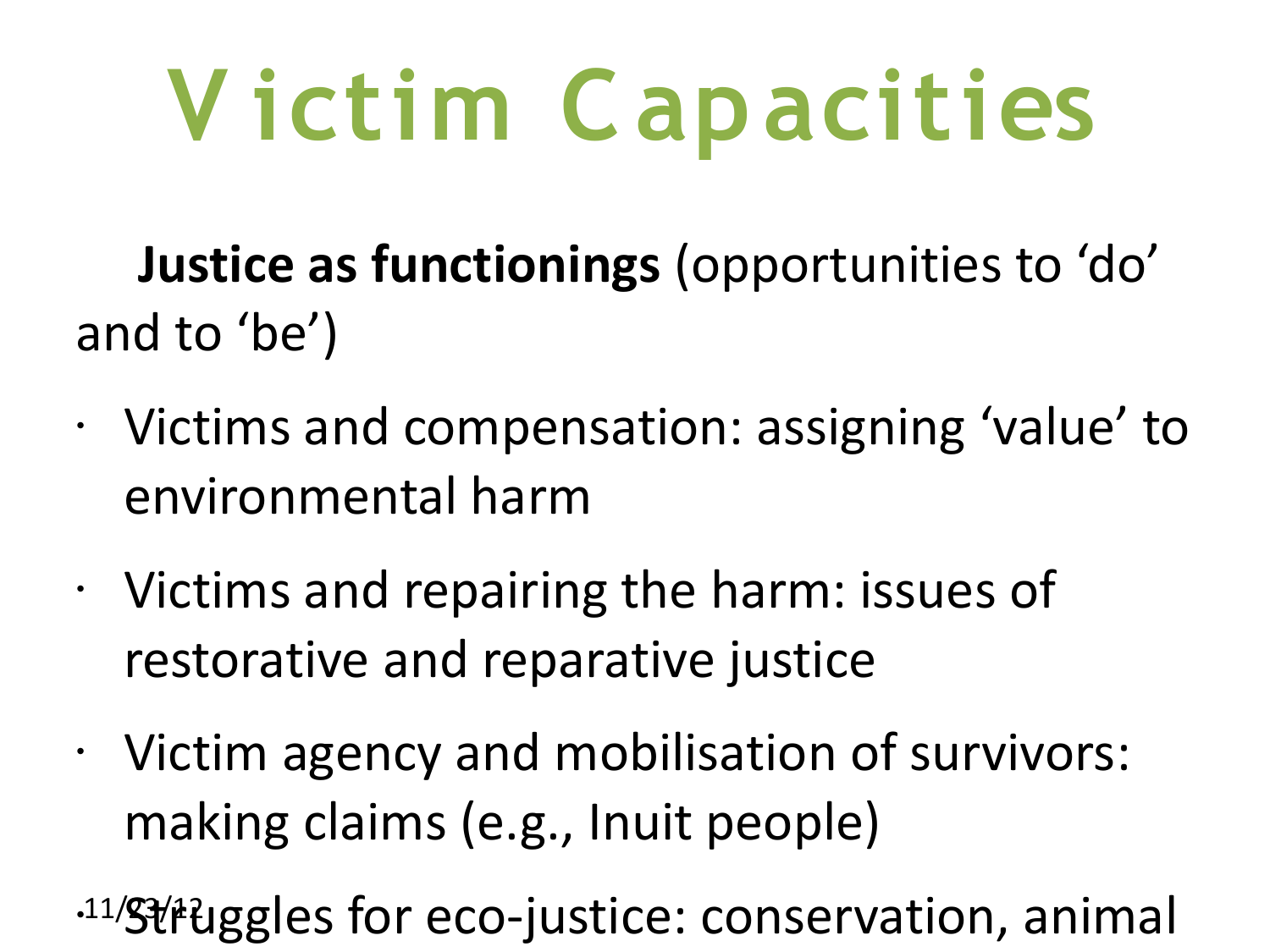# Victim Capacities

**Justice as functionings** (opportunities to ‘do’ and to ‘be’)

- Victims and compensation: assigning ‘value’ to environmental harm
- Victims and repairing the harm: issues of restorative and reparative justice
- Victim agency and mobilisation of survivors: making claims (e.g., Inuit people)
- Struggles for eco-justice: conservation, animal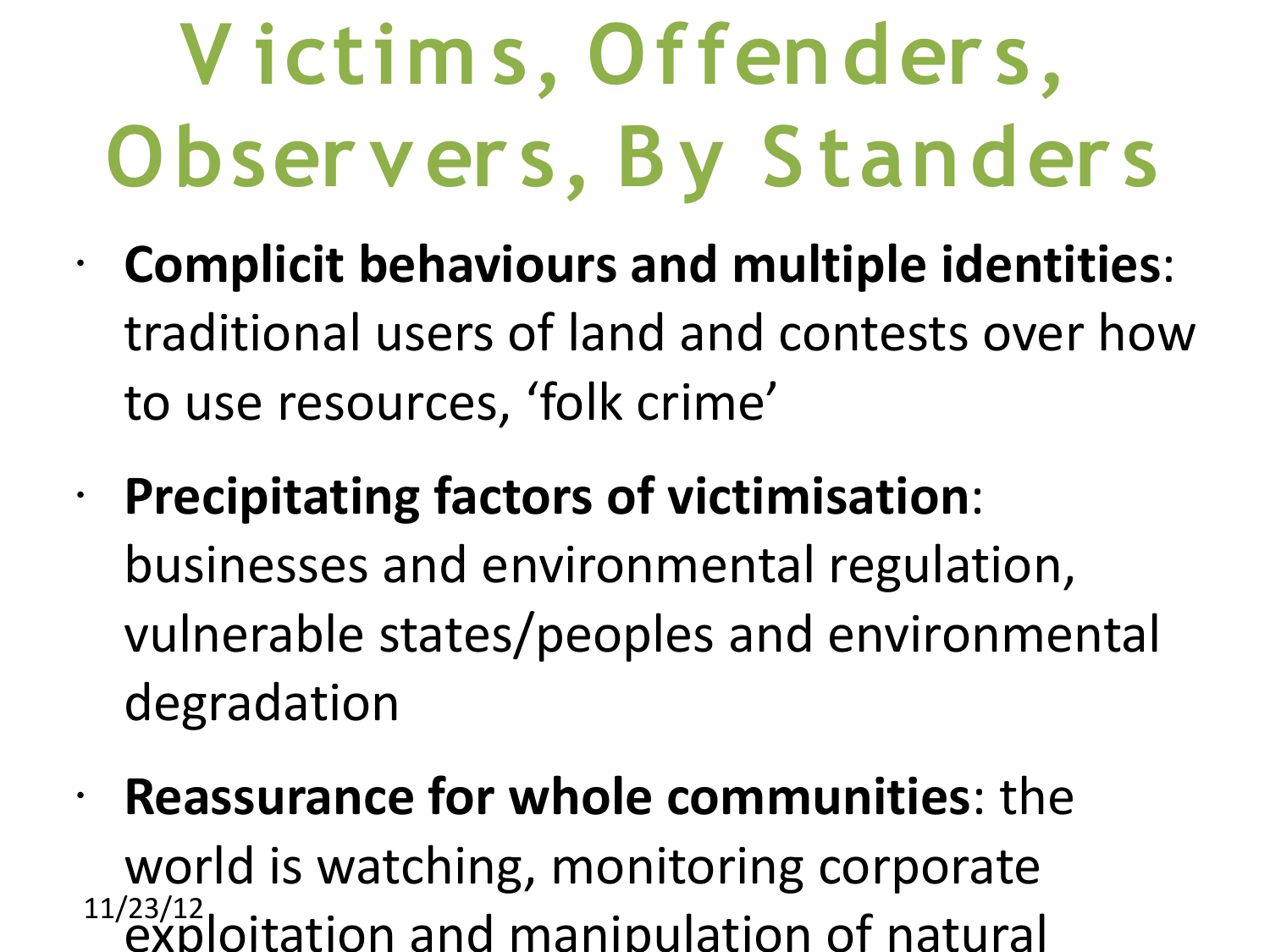# Victims, Offenders, Observers, By Standers

- **Complicit behaviours and multiple identities**: traditional users of land and contests over how to use resources, 'folk crime'
- **Precipitating factors of victimisation**: businesses and environmental regulation, vulnerable states/peoples and environmental degradation
- **Reassurance for whole communities**: the world is watching, monitoring corporate exploitation and manipulation of natural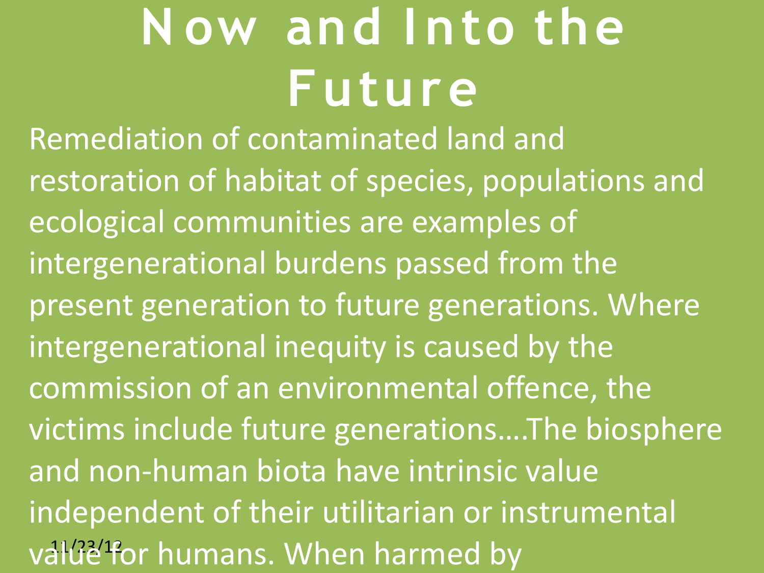# Now and Into the Future

Remediation of contaminated land and restoration of habitat of species, populations and ecological communities are examples of intergenerational burdens passed from the present generation to future generations. Where intergenerational inequity is caused by the commission of an environmental offence, the victims include future generations….The biosphere and non-human biota have intrinsic value independent of their utilitarian or instrumental value for humans. When harmed by